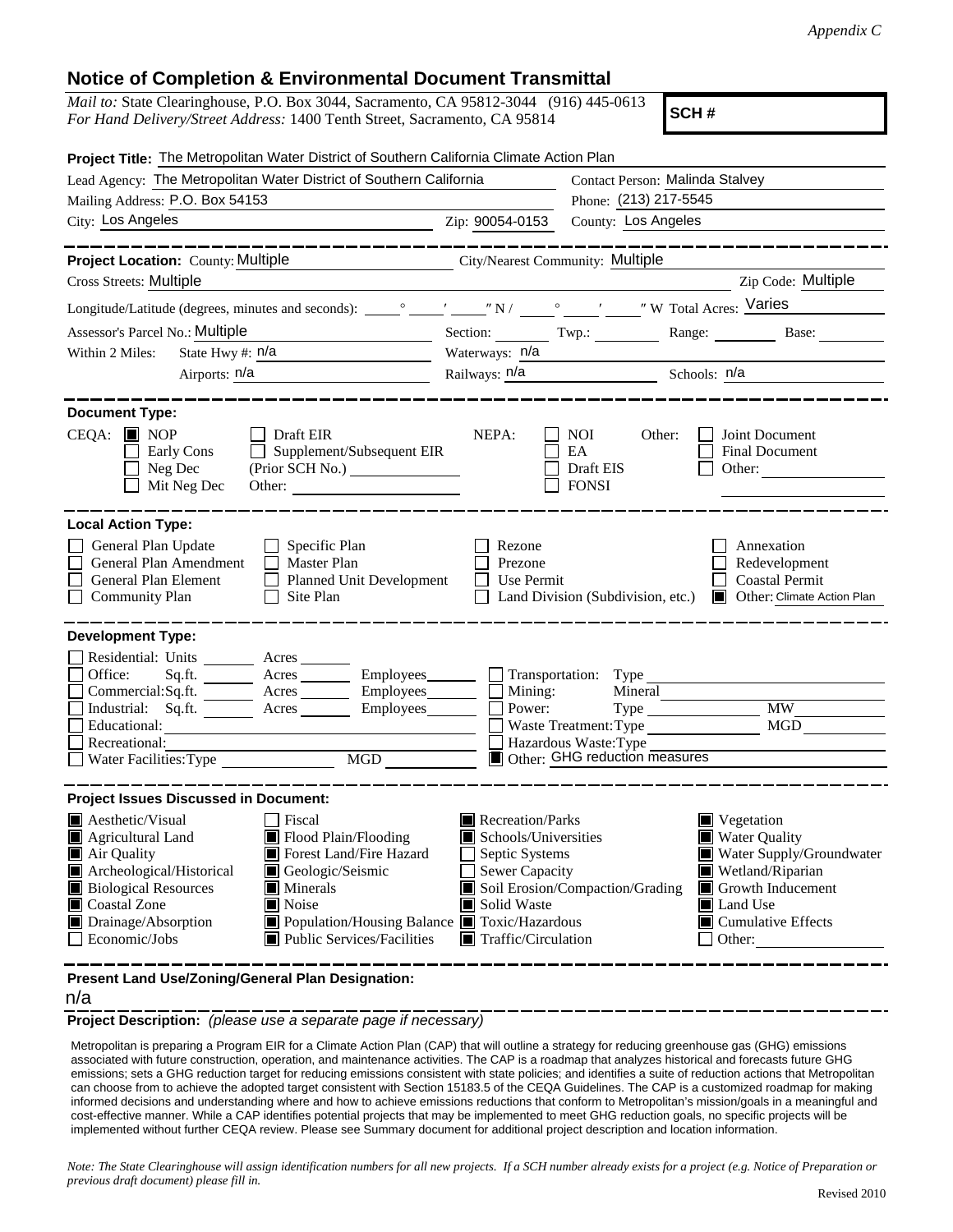*Appendix C*

# Notice of Completion & Environmental Document Transmittal

*Mail to:* State Clearinghouse, P.O. Box 3044, Sacramento, CA 95812-3044 (916) 445-0613
*For Hand Delivery/Street Address:* 1400 Tenth Street, Sacramento, CA 95814

**SCH #**

**Project Title:** The Metropolitan Water District of Southern California Climate Action Plan

Lead Agency: The Metropolitan Water District of Southern California | Contact Person: Malinda Stalvey

Mailing Address: P.O. Box 54153 | Phone: (213) 217-5545

City: Los Angeles | Zip: 90054-0153 | County: Los Angeles

---

**Project Location:** County: Multiple | City/Nearest Community: Multiple

Cross Streets: Multiple | Zip Code: Multiple

Longitude/Latitude (degrees, minutes and seconds): \_\_\_° \_\_\_′ \_\_\_″ N / \_\_\_° \_\_\_′ \_\_\_″ W Total Acres: Varies

Assessor's Parcel No.: Multiple | Section: | Twp.: | Range: | Base:

Within 2 Miles: State Hwy #: n/a | Waterways: n/a

Airports: n/a | Railways: n/a | Schools: n/a

---

**Document Type:**

CEQA: ☒ NOP ☐ Early Cons ☐ Neg Dec ☐ Mit Neg Dec ☐ Draft EIR ☐ Supplement/Subsequent EIR (Prior SCH No.) \_\_\_\_\_ Other: \_\_\_\_\_

NEPA: ☐ NOI ☐ EA ☐ Draft EIS ☐ FONSI

Other: ☐ Joint Document ☐ Final Document ☐ Other: \_\_\_\_\_

---

**Local Action Type:**

☐ General Plan Update ☐ General Plan Amendment ☐ General Plan Element ☐ Community Plan ☐ Specific Plan ☐ Master Plan ☐ Planned Unit Development ☐ Site Plan ☐ Rezone ☐ Prezone ☐ Use Permit ☐ Land Division (Subdivision, etc.) ☐ Annexation ☐ Redevelopment ☐ Coastal Permit ☒ Other: Climate Action Plan

---

**Development Type:**

☐ Residential: Units \_\_\_ Acres \_\_\_
☐ Office: Sq.ft. \_\_\_ Acres \_\_\_ Employees \_\_\_
☐ Commercial: Sq.ft. \_\_\_ Acres \_\_\_ Employees \_\_\_
☐ Industrial: Sq.ft. \_\_\_ Acres \_\_\_ Employees \_\_\_
☐ Educational:
☐ Recreational:
☐ Water Facilities: Type \_\_\_ MGD \_\_\_
☐ Transportation: Type
☐ Mining: Mineral
☐ Power: Type \_\_\_ MW \_\_\_
☐ Waste Treatment: Type \_\_\_ MGD \_\_\_
☐ Hazardous Waste: Type
☒ Other: GHG reduction measures

---

**Project Issues Discussed in Document:**

☒ Aesthetic/Visual ☒ Agricultural Land ☒ Air Quality ☒ Archeological/Historical ☒ Biological Resources ☒ Coastal Zone ☒ Drainage/Absorption ☐ Economic/Jobs
☐ Fiscal ☒ Flood Plain/Flooding ☒ Forest Land/Fire Hazard ☒ Geologic/Seismic ☒ Minerals ☒ Noise ☒ Population/Housing Balance ☒ Public Services/Facilities
☒ Recreation/Parks ☒ Schools/Universities ☐ Septic Systems ☐ Sewer Capacity ☒ Soil Erosion/Compaction/Grading ☒ Solid Waste ☒ Toxic/Hazardous ☒ Traffic/Circulation
☒ Vegetation ☒ Water Quality ☒ Water Supply/Groundwater ☒ Wetland/Riparian ☒ Growth Inducement ☒ Land Use ☒ Cumulative Effects ☐ Other: \_\_\_\_\_

---

**Present Land Use/Zoning/General Plan Designation:**

n/a

**Project Description:** *(please use a separate page if necessary)*

Metropolitan is preparing a Program EIR for a Climate Action Plan (CAP) that will outline a strategy for reducing greenhouse gas (GHG) emissions associated with future construction, operation, and maintenance activities. The CAP is a roadmap that analyzes historical and forecasts future GHG emissions; sets a GHG reduction target for reducing emissions consistent with state policies; and identifies a suite of reduction actions that Metropolitan can choose from to achieve the adopted target consistent with Section 15183.5 of the CEQA Guidelines. The CAP is a customized roadmap for making informed decisions and understanding where and how to achieve emissions reductions that conform to Metropolitan's mission/goals in a meaningful and cost-effective manner. While a CAP identifies potential projects that may be implemented to meet GHG reduction goals, no specific projects will be implemented without further CEQA review. Please see Summary document for additional project description and location information.

*Note: The State Clearinghouse will assign identification numbers for all new projects. If a SCH number already exists for a project (e.g. Notice of Preparation or previous draft document) please fill in.*

Revised 2010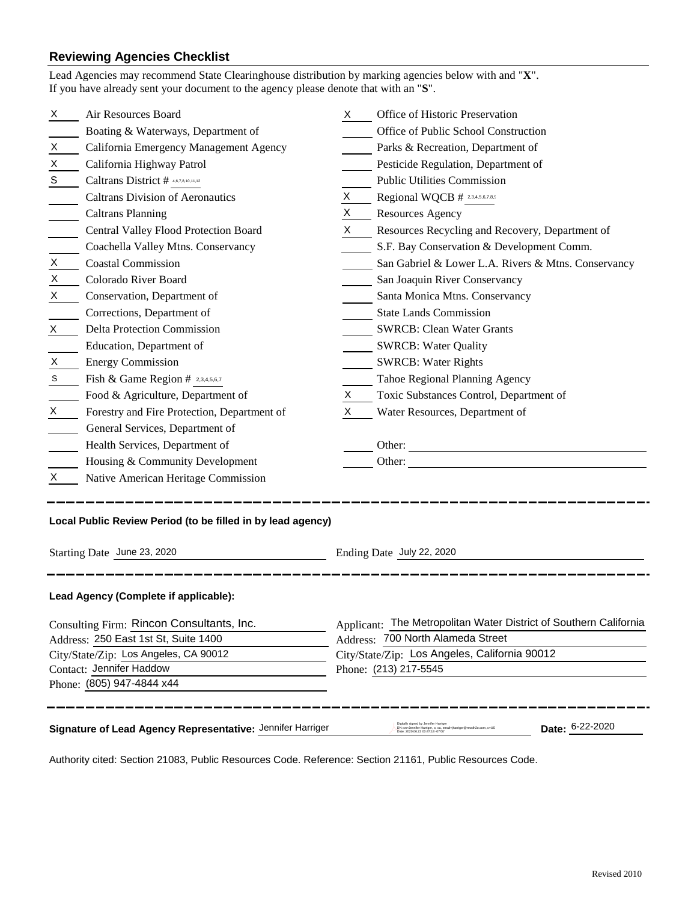## Reviewing Agencies Checklist

Lead Agencies may recommend State Clearinghouse distribution by marking agencies below with and "**X**".
If you have already sent your document to the agency please denote that with an "**S**".

| | | | |
|---|---|---|---|
| X | Air Resources Board | X | Office of Historic Preservation |
| | Boating & Waterways, Department of | | Office of Public School Construction |
| X | California Emergency Management Agency | | Parks & Recreation, Department of |
| X | California Highway Patrol | | Pesticide Regulation, Department of |
| S | Caltrans District # 4,6,7,8,10,11,12 | | Public Utilities Commission |
| | Caltrans Division of Aeronautics | X | Regional WQCB # 2,3,4,5,6,7,8,9 |
| | Caltrans Planning | X | Resources Agency |
| | Central Valley Flood Protection Board | X | Resources Recycling and Recovery, Department of |
| | Coachella Valley Mtns. Conservancy | | S.F. Bay Conservation & Development Comm. |
| X | Coastal Commission | | San Gabriel & Lower L.A. Rivers & Mtns. Conservancy |
| X | Colorado River Board | | San Joaquin River Conservancy |
| X | Conservation, Department of | | Santa Monica Mtns. Conservancy |
| | Corrections, Department of | | State Lands Commission |
| X | Delta Protection Commission | | SWRCB: Clean Water Grants |
| | Education, Department of | | SWRCB: Water Quality |
| X | Energy Commission | | SWRCB: Water Rights |
| S | Fish & Game Region # 2,3,4,5,6,7 | | Tahoe Regional Planning Agency |
| | Food & Agriculture, Department of | X | Toxic Substances Control, Department of |
| X | Forestry and Fire Protection, Department of | X | Water Resources, Department of |
| | General Services, Department of | | |
| | Health Services, Department of | | Other: |
| | Housing & Community Development | | Other: |
| X | Native American Heritage Commission | | |

### Local Public Review Period (to be filled in by lead agency)

Starting Date June 23, 2020 | Ending Date July 22, 2020

### Lead Agency (Complete if applicable):

Consulting Firm: Rincon Consultants, Inc.
Address: 250 East 1st St, Suite 1400
City/State/Zip: Los Angeles, CA 90012
Contact: Jennifer Haddow
Phone: (805) 947-4844 x44

Applicant: The Metropolitan Water District of Southern California
Address: 700 North Alameda Street
City/State/Zip: Los Angeles, California 90012
Phone: (213) 217-5545

**Signature of Lead Agency Representative:** Jennifer Harriger **Date:** 6-22-2020

Authority cited: Section 21083, Public Resources Code. Reference: Section 21161, Public Resources Code.

Revised 2010